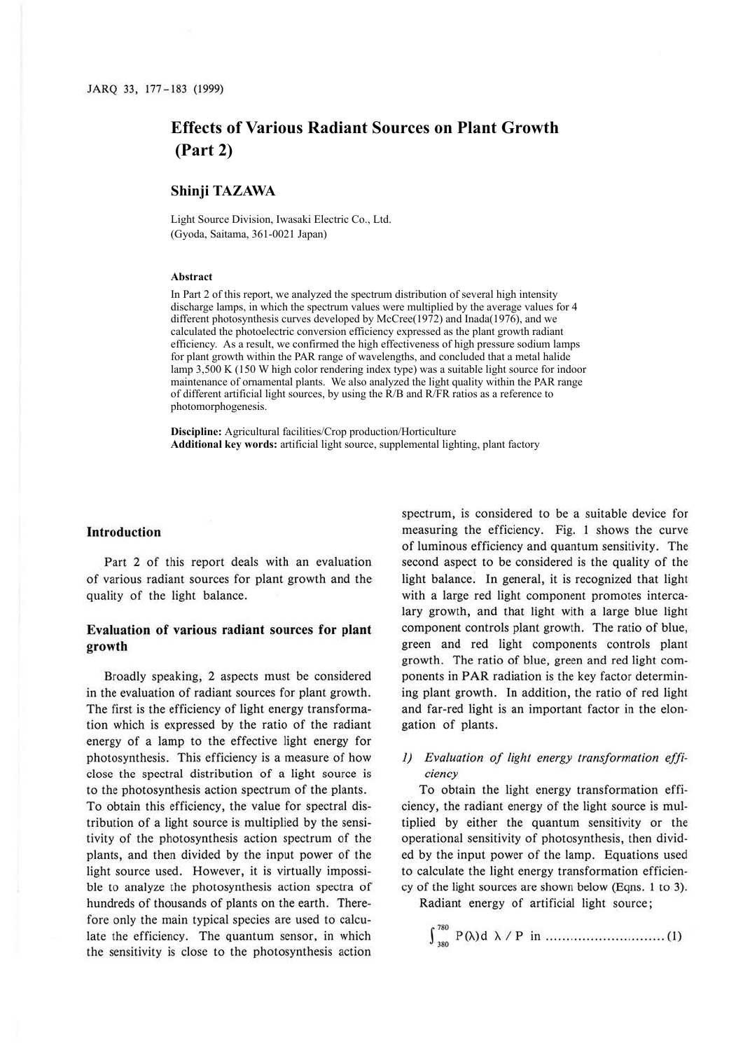# Effects of Various Radiant Sources on Plant Growth (Part 2)

**Shinji TAZAWA**

Light Source Division, Iwasaki Electric Co., Ltd.
(Gyoda, Saitama, 361-0021 Japan)

### Abstract

In Part 2 of this report, we analyzed the spectrum distribution of several high intensity discharge lamps, in which the spectrum values were multiplied by the average values for 4 different photosynthesis curves developed by McCree(1972) and Inada(1976), and we calculated the photoelectric conversion efficiency expressed as the plant growth radiant efficiency. As a result, we confirmed the high effectiveness of high pressure sodium lamps for plant growth within the PAR range of wavelengths, and concluded that a metal halide lamp 3,500 K (150 W high color rendering index type) was a suitable light source for indoor maintenance of ornamental plants. We also analyzed the light quality within the PAR range of different artificial light sources, by using the R/B and R/FR ratios as a reference to photomorphogenesis.

**Discipline:** Agricultural facilities/Crop production/Horticulture
**Additional key words:** artificial light source, supplemental lighting, plant factory

## Introduction

Part 2 of this report deals with an evaluation of various radiant sources for plant growth and the quality of the light balance.

## Evaluation of various radiant sources for plant growth

Broadly speaking, 2 aspects must be considered in the evaluation of radiant sources for plant growth. The first is the efficiency of light energy transformation which is expressed by the ratio of the radiant energy of a lamp to the effective light energy for photosynthesis. This efficiency is a measure of how close the spectral distribution of a light source is to the photosynthesis action spectrum of the plants. To obtain this efficiency, the value for spectral distribution of a light source is multiplied by the sensitivity of the photosynthesis action spectrum of the plants, and then divided by the input power of the light source used. However, it is virtually impossible to analyze the photosynthesis action spectra of hundreds of thousands of plants on the earth. Therefore only the main typical species are used to calculate the efficiency. The quantum sensor, in which the sensitivity is close to the photosynthesis action spectrum, is considered to be a suitable device for measuring the efficiency. Fig. 1 shows the curve of luminous efficiency and quantum sensitivity. The second aspect to be considered is the quality of the light balance. In general, it is recognized that light with a large red light component promotes intercalary growth, and that light with a large blue light component controls plant growth. The ratio of blue, green and red light components controls plant growth. The ratio of blue, green and red light components in PAR radiation is the key factor determining plant growth. In addition, the ratio of red light and far-red light is an important factor in the elongation of plants.

### 1) *Evaluation of light energy transformation efficiency*

To obtain the light energy transformation efficiency, the radiant energy of the light source is multiplied by either the quantum sensitivity or the operational sensitivity of photosynthesis, then divided by the input power of the lamp. Equations used to calculate the light energy transformation efficiency of the light sources are shown below (Eqns. 1 to 3).

Radiant energy of artificial light source;

$$\int_{380}^{780} P(\lambda) d\lambda \,/\, P \text{ in} \quad \text{.............................. (1)}$$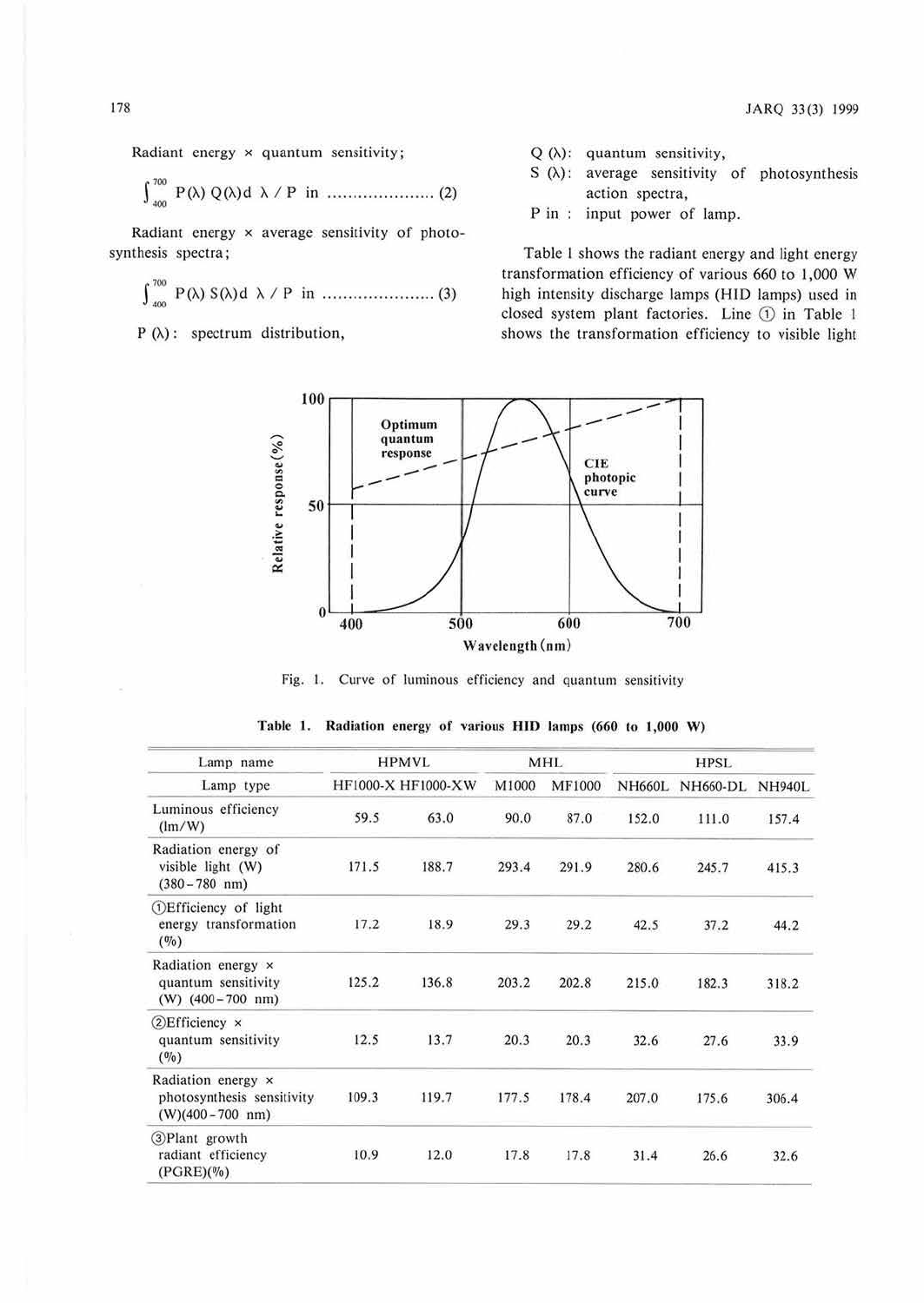Radiant energy × quantum sensitivity;

$$\int_{400}^{700} P(\lambda)\, Q(\lambda) d\lambda \,/\, P\text{ in} \quad \cdots\cdots\cdots\cdots\cdots (2)$$

Radiant energy × average sensitivity of photosynthesis spectra;

$$\int_{400}^{700} P(\lambda)\, S(\lambda) d\lambda \,/\, P\text{ in} \quad \cdots\cdots\cdots\cdots\cdots (3)$$

$P(\lambda)$: spectrum distribution,

$Q(\lambda)$: quantum sensitivity,

$S(\lambda)$: average sensitivity of photosynthesis action spectra,

P in : input power of lamp.

Table 1 shows the radiant energy and light energy transformation efficiency of various 660 to 1,000 W high intensity discharge lamps (HID lamps) used in closed system plant factories. Line ① in Table 1 shows the transformation efficiency to visible light

Fig. 1. Curve of luminous efficiency and quantum sensitivity

**Table 1. Radiation energy of various HID lamps (660 to 1,000 W)**

| Lamp name | HPMVL | | MHL | | HPSL | | |
|---|---|---|---|---|---|---|---|
| Lamp type | HF1000-X | HF1000-XW | M1000 | MF1000 | NH660L | NH660-DL | NH940L |
| Luminous efficiency (lm/W) | 59.5 | 63.0 | 90.0 | 87.0 | 152.0 | 111.0 | 157.4 |
| Radiation energy of visible light (W) (380–780 nm) | 171.5 | 188.7 | 293.4 | 291.9 | 280.6 | 245.7 | 415.3 |
| ①Efficiency of light energy transformation (%) | 17.2 | 18.9 | 29.3 | 29.2 | 42.5 | 37.2 | 44.2 |
| Radiation energy × quantum sensitivity (W) (400–700 nm) | 125.2 | 136.8 | 203.2 | 202.8 | 215.0 | 182.3 | 318.2 |
| ②Efficiency × quantum sensitivity (%) | 12.5 | 13.7 | 20.3 | 20.3 | 32.6 | 27.6 | 33.9 |
| Radiation energy × photosynthesis sensitivity (W)(400–700 nm) | 109.3 | 119.7 | 177.5 | 178.4 | 207.0 | 175.6 | 306.4 |
| ③Plant growth radiant efficiency (PGRE)(%) | 10.9 | 12.0 | 17.8 | 17.8 | 31.4 | 26.6 | 32.6 |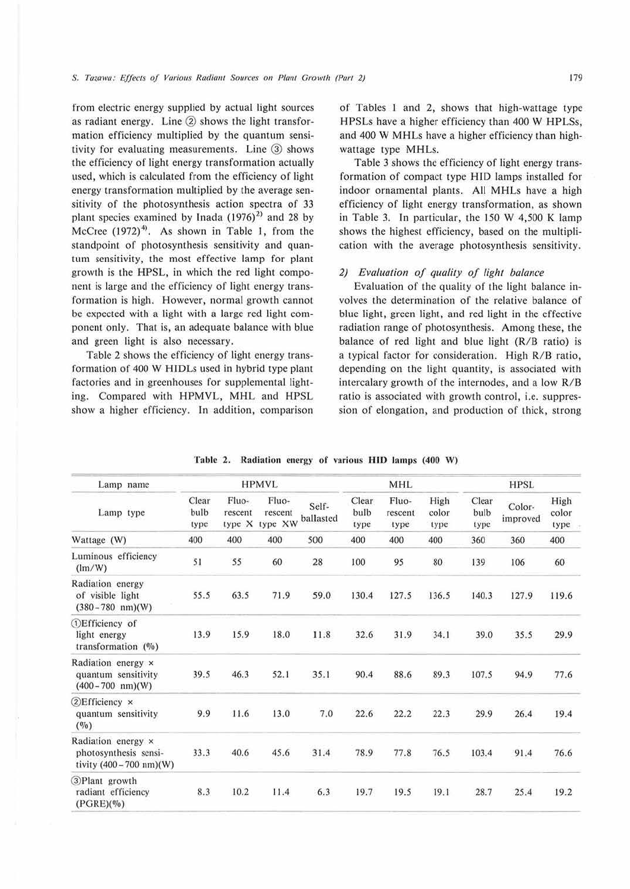from electric energy supplied by actual light sources as radiant energy. Line ② shows the light transformation efficiency multiplied by the quantum sensitivity for evaluating measurements. Line ③ shows the efficiency of light energy transformation actually used, which is calculated from the efficiency of light energy transformation multiplied by the average sensitivity of the photosynthesis action spectra of 33 plant species examined by Inada (1976)[2] and 28 by McCree (1972)[4]. As shown in Table 1, from the standpoint of photosynthesis sensitivity and quantum sensitivity, the most effective lamp for plant growth is the HPSL, in which the red light component is large and the efficiency of light energy transformation is high. However, normal growth cannot be expected with a light with a large red light component only. That is, an adequate balance with blue and green light is also necessary.

Table 2 shows the efficiency of light energy transformation of 400 W HIDLs used in hybrid type plant factories and in greenhouses for supplemental lighting. Compared with HPMVL, MHL and HPSL show a higher efficiency. In addition, comparison of Tables 1 and 2, shows that high-wattage type HPSLs have a higher efficiency than 400 W HPLSs, and 400 W MHLs have a higher efficiency than high-wattage type MHLs.

Table 3 shows the efficiency of light energy transformation of compact type HID lamps installed for indoor ornamental plants. All MHLs have a high efficiency of light energy transformation, as shown in Table 3. In particular, the 150 W 4,500 K lamp shows the highest efficiency, based on the multiplication with the average photosynthesis sensitivity.

### 2) *Evaluation of quality of light balance*

Evaluation of the quality of the light balance involves the determination of the relative balance of blue light, green light, and red light in the effective radiation range of photosynthesis. Among these, the balance of red light and blue light (R/B ratio) is a typical factor for consideration. High R/B ratio, depending on the light quantity, is associated with intercalary growth of the internodes, and a low R/B ratio is associated with growth control, i.e. suppression of elongation, and production of thick, strong

**Table 2. Radiation energy of various HID lamps (400 W)**

| Lamp name | HPMVL | | | | MHL | | | HPSL | | |
|---|---|---|---|---|---|---|---|---|---|---|
| Lamp type | Clear bulb type | Fluorescent type X | Fluorescent type XW | Self-ballasted | Clear bulb type | Fluorescent type | High color type | Clear bulb type | Color-improved | High color type |
| Wattage (W) | 400 | 400 | 400 | 500 | 400 | 400 | 400 | 360 | 360 | 400 |
| Luminous efficiency (lm/W) | 51 | 55 | 60 | 28 | 100 | 95 | 80 | 139 | 106 | 60 |
| Radiation energy of visible light (380–780 nm)(W) | 55.5 | 63.5 | 71.9 | 59.0 | 130.4 | 127.5 | 136.5 | 140.3 | 127.9 | 119.6 |
| ①Efficiency of light energy transformation (%) | 13.9 | 15.9 | 18.0 | 11.8 | 32.6 | 31.9 | 34.1 | 39.0 | 35.5 | 29.9 |
| Radiation energy × quantum sensitivity (400–700 nm)(W) | 39.5 | 46.3 | 52.1 | 35.1 | 90.4 | 88.6 | 89.3 | 107.5 | 94.9 | 77.6 |
| ②Efficiency × quantum sensitivity (%) | 9.9 | 11.6 | 13.0 | 7.0 | 22.6 | 22.2 | 22.3 | 29.9 | 26.4 | 19.4 |
| Radiation energy × photosynthesis sensitivity (400–700 nm)(W) | 33.3 | 40.6 | 45.6 | 31.4 | 78.9 | 77.8 | 76.5 | 103.4 | 91.4 | 76.6 |
| ③Plant growth radiant efficiency (PGRE)(%) | 8.3 | 10.2 | 11.4 | 6.3 | 19.7 | 19.5 | 19.1 | 28.7 | 25.4 | 19.2 |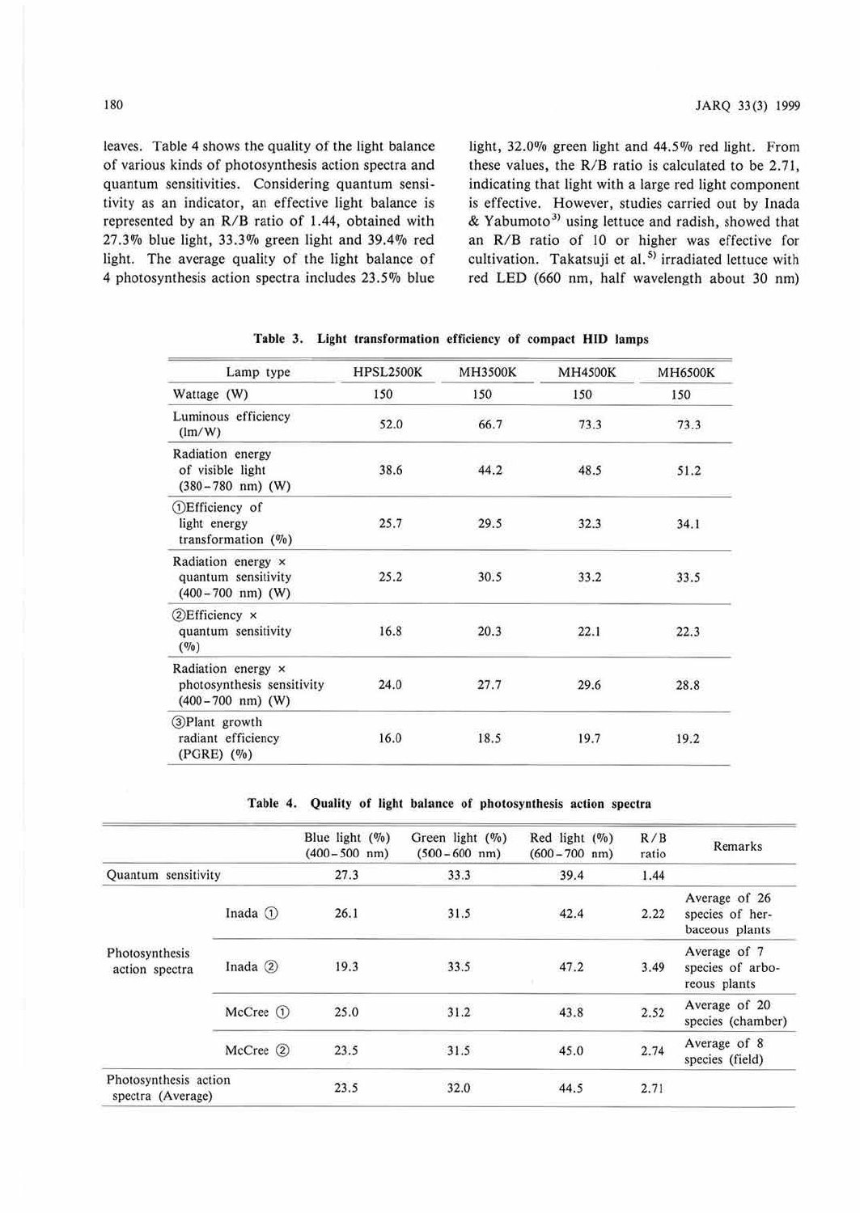leaves. Table 4 shows the quality of the light balance of various kinds of photosynthesis action spectra and quantum sensitivities. Considering quantum sensitivity as an indicator, an effective light balance is represented by an R/B ratio of 1.44, obtained with 27.3% blue light, 33.3% green light and 39.4% red light. The average quality of the light balance of 4 photosynthesis action spectra includes 23.5% blue light, 32.0% green light and 44.5% red light. From these values, the R/B ratio is calculated to be 2.71, indicating that light with a large red light component is effective. However, studies carried out by Inada & Yabumoto[3] using lettuce and radish, showed that an R/B ratio of 10 or higher was effective for cultivation. Takatsuji et al.[5] irradiated lettuce with red LED (660 nm, half wavelength about 30 nm)

**Table 3. Light transformation efficiency of compact HID lamps**

| Lamp type | HPSL2500K | MH3500K | MH4500K | MH6500K |
|---|---|---|---|---|
| Wattage (W) | 150 | 150 | 150 | 150 |
| Luminous efficiency (lm/W) | 52.0 | 66.7 | 73.3 | 73.3 |
| Radiation energy of visible light (380–780 nm) (W) | 38.6 | 44.2 | 48.5 | 51.2 |
| ①Efficiency of light energy transformation (%) | 25.7 | 29.5 | 32.3 | 34.1 |
| Radiation energy × quantum sensitivity (400–700 nm) (W) | 25.2 | 30.5 | 33.2 | 33.5 |
| ②Efficiency × quantum sensitivity (%) | 16.8 | 20.3 | 22.1 | 22.3 |
| Radiation energy × photosynthesis sensitivity (400–700 nm) (W) | 24.0 | 27.7 | 29.6 | 28.8 |
| ③Plant growth radiant efficiency (PGRE) (%) | 16.0 | 18.5 | 19.7 | 19.2 |

**Table 4. Quality of light balance of photosynthesis action spectra**

| | | Blue light (%) (400–500 nm) | Green light (%) (500–600 nm) | Red light (%) (600–700 nm) | R/B ratio | Remarks |
|---|---|---|---|---|---|---|
| Quantum sensitivity | | 27.3 | 33.3 | 39.4 | 1.44 | |
| Photosynthesis action spectra | Inada ① | 26.1 | 31.5 | 42.4 | 2.22 | Average of 26 species of herbaceous plants |
| | Inada ② | 19.3 | 33.5 | 47.2 | 3.49 | Average of 7 species of arboreous plants |
| | McCree ① | 25.0 | 31.2 | 43.8 | 2.52 | Average of 20 species (chamber) |
| | McCree ② | 23.5 | 31.5 | 45.0 | 2.74 | Average of 8 species (field) |
| Photosynthesis action spectra (Average) | | 23.5 | 32.0 | 44.5 | 2.71 | |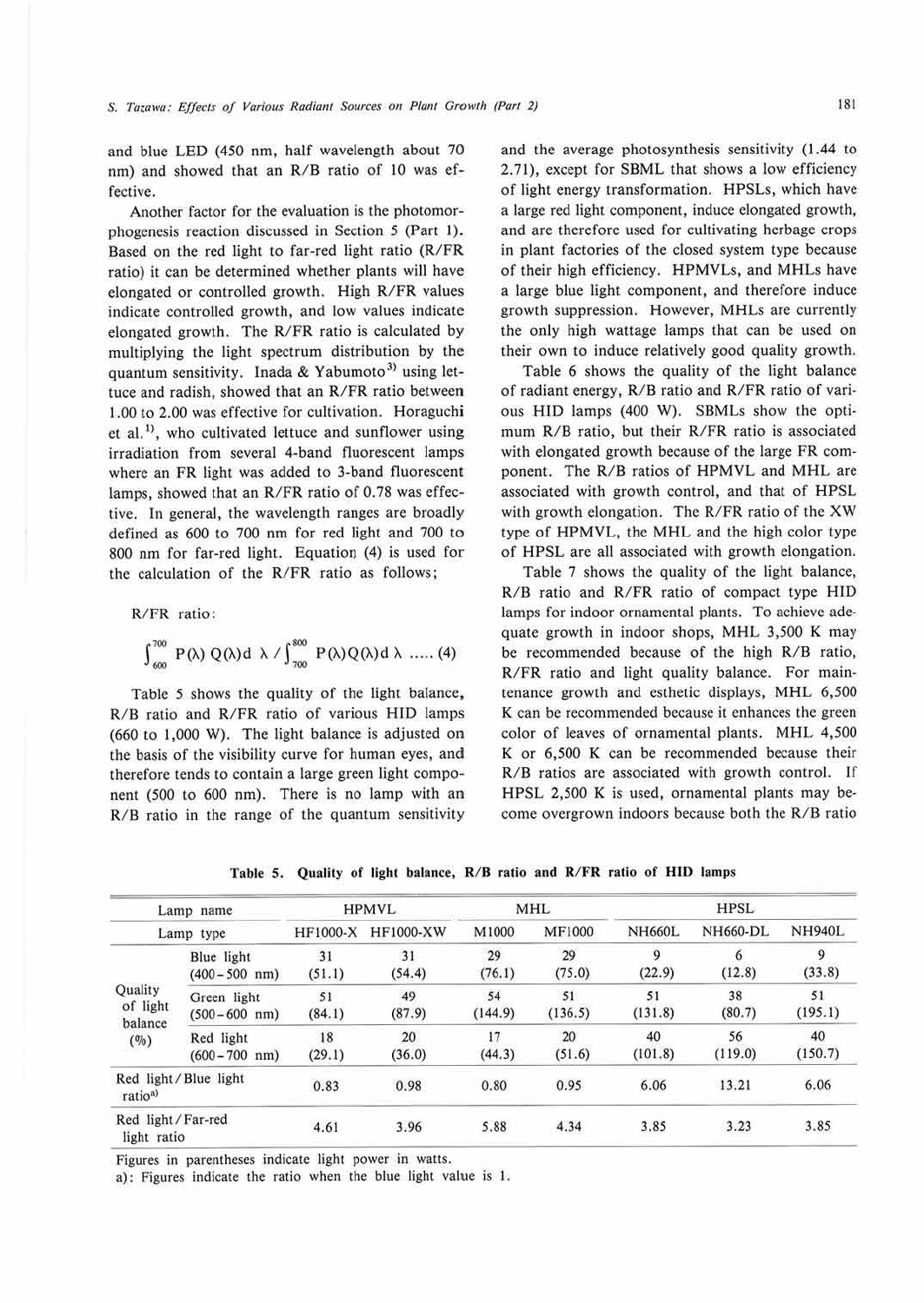and blue LED (450 nm, half wavelength about 70 nm) and showed that an R/B ratio of 10 was effective.

Another factor for the evaluation is the photomorphogenesis reaction discussed in Section 5 (Part 1). Based on the red light to far-red light ratio (R/FR ratio) it can be determined whether plants will have elongated or controlled growth. High R/FR values indicate controlled growth, and low values indicate elongated growth. The R/FR ratio is calculated by multiplying the light spectrum distribution by the quantum sensitivity. Inada & Yabumoto[3] using lettuce and radish, showed that an R/FR ratio between 1.00 to 2.00 was effective for cultivation. Horaguchi et al.[1], who cultivated lettuce and sunflower using irradiation from several 4-band fluorescent lamps where an FR light was added to 3-band fluorescent lamps, showed that an R/FR ratio of 0.78 was effective. In general, the wavelength ranges are broadly defined as 600 to 700 nm for red light and 700 to 800 nm for far-red light. Equation (4) is used for the calculation of the R/FR ratio as follows;

R/FR ratio:

$$\int_{600}^{700} P(\lambda)\, Q(\lambda) d\lambda \Big/ \int_{700}^{800} P(\lambda) Q(\lambda) d\lambda \quad \text{..... (4)}$$

Table 5 shows the quality of the light balance, R/B ratio and R/FR ratio of various HID lamps (660 to 1,000 W). The light balance is adjusted on the basis of the visibility curve for human eyes, and therefore tends to contain a large green light component (500 to 600 nm). There is no lamp with an R/B ratio in the range of the quantum sensitivity and the average photosynthesis sensitivity (1.44 to 2.71), except for SBML that shows a low efficiency of light energy transformation. HPSLs, which have a large red light component, induce elongated growth, and are therefore used for cultivating herbage crops in plant factories of the closed system type because of their high efficiency. HPMVLs, and MHLs have a large blue light component, and therefore induce growth suppression. However, MHLs are currently the only high wattage lamps that can be used on their own to induce relatively good quality growth.

Table 6 shows the quality of the light balance of radiant energy, R/B ratio and R/FR ratio of various HID lamps (400 W). SBMLs show the optimum R/B ratio, but their R/FR ratio is associated with elongated growth because of the large FR component. The R/B ratios of HPMVL and MHL are associated with growth control, and that of HPSL with growth elongation. The R/FR ratio of the XW type of HPMVL, the MHL and the high color type of HPSL are all associated with growth elongation.

Table 7 shows the quality of the light balance, R/B ratio and R/FR ratio of compact type HID lamps for indoor ornamental plants. To achieve adequate growth in indoor shops, MHL 3,500 K may be recommended because of the high R/B ratio, R/FR ratio and light quality balance. For maintenance growth and esthetic displays, MHL 6,500 K can be recommended because it enhances the green color of leaves of ornamental plants. MHL 4,500 K or 6,500 K can be recommended because their R/B ratios are associated with growth control. If HPSL 2,500 K is used, ornamental plants may become overgrown indoors because both the R/B ratio

**Table 5. Quality of light balance, R/B ratio and R/FR ratio of HID lamps**

| Lamp name | | HPMVL | | MHL | | HPSL | | |
|---|---|---|---|---|---|---|---|---|
| Lamp type | | HF1000-X | HF1000-XW | M1000 | MF1000 | NH660L | NH660-DL | NH940L |
| Quality of light balance (%) | Blue light (400–500 nm) | 31 (51.1) | 31 (54.4) | 29 (76.1) | 29 (75.0) | 9 (22.9) | 6 (12.8) | 9 (33.8) |
| | Green light (500–600 nm) | 51 (84.1) | 49 (87.9) | 54 (144.9) | 51 (136.5) | 51 (131.8) | 38 (80.7) | 51 (195.1) |
| | Red light (600–700 nm) | 18 (29.1) | 20 (36.0) | 17 (44.3) | 20 (51.6) | 40 (101.8) | 56 (119.0) | 40 (150.7) |
| Red light / Blue light ratio[a)] | | 0.83 | 0.98 | 0.80 | 0.95 | 6.06 | 13.21 | 6.06 |
| Red light / Far-red light ratio | | 4.61 | 3.96 | 5.88 | 4.34 | 3.85 | 3.23 | 3.85 |

Figures in parentheses indicate light power in watts.

a): Figures indicate the ratio when the blue light value is 1.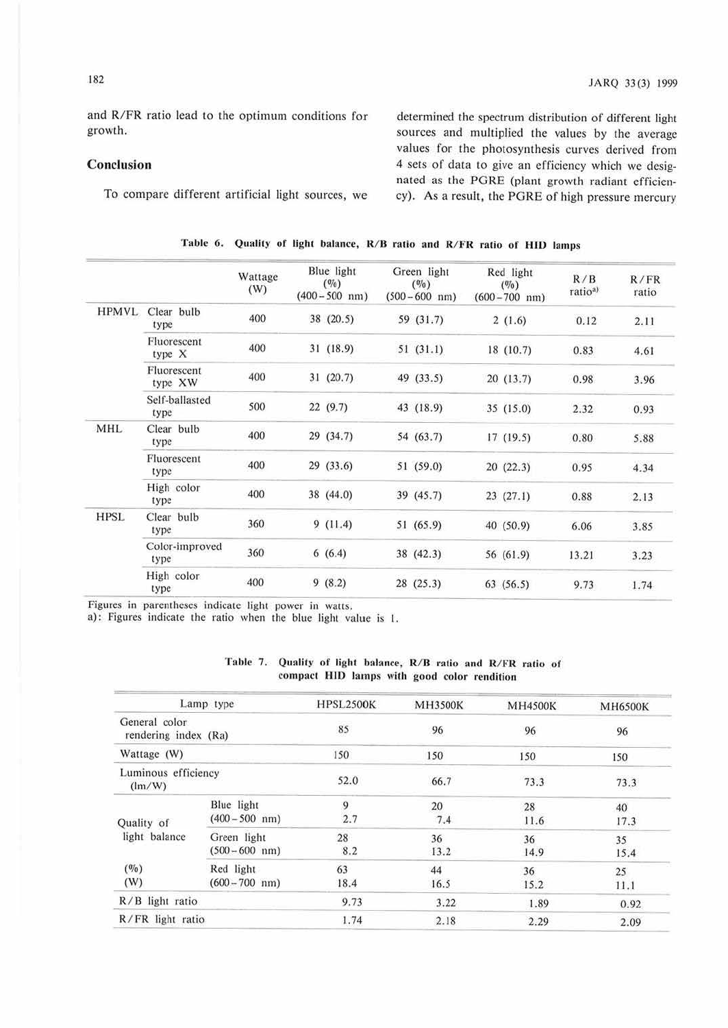and R/FR ratio lead to the optimum conditions for growth.

## Conclusion

To compare different artificial light sources, we determined the spectrum distribution of different light sources and multiplied the values by the average values for the photosynthesis curves derived from 4 sets of data to give an efficiency which we designated as the PGRE (plant growth radiant efficiency). As a result, the PGRE of high pressure mercury

**Table 6. Quality of light balance, R/B ratio and R/FR ratio of HID lamps**

| | | Wattage (W) | Blue light (%) (400–500 nm) | Green light (%) (500–600 nm) | Red light (%) (600–700 nm) | R/B ratio[a)] | R/FR ratio |
|---|---|---|---|---|---|---|---|
| HPMVL | Clear bulb type | 400 | 38 (20.5) | 59 (31.7) | 2 (1.6) | 0.12 | 2.11 |
| | Fluorescent type X | 400 | 31 (18.9) | 51 (31.1) | 18 (10.7) | 0.83 | 4.61 |
| | Fluorescent type XW | 400 | 31 (20.7) | 49 (33.5) | 20 (13.7) | 0.98 | 3.96 |
| | Self-ballasted type | 500 | 22 (9.7) | 43 (18.9) | 35 (15.0) | 2.32 | 0.93 |
| MHL | Clear bulb type | 400 | 29 (34.7) | 54 (63.7) | 17 (19.5) | 0.80 | 5.88 |
| | Fluorescent type | 400 | 29 (33.6) | 51 (59.0) | 20 (22.3) | 0.95 | 4.34 |
| | High color type | 400 | 38 (44.0) | 39 (45.7) | 23 (27.1) | 0.88 | 2.13 |
| HPSL | Clear bulb type | 360 | 9 (11.4) | 51 (65.9) | 40 (50.9) | 6.06 | 3.85 |
| | Color-improved type | 360 | 6 (6.4) | 38 (42.3) | 56 (61.9) | 13.21 | 3.23 |
| | High color type | 400 | 9 (8.2) | 28 (25.3) | 63 (56.5) | 9.73 | 1.74 |

Figures in parentheses indicate light power in watts.
a): Figures indicate the ratio when the blue light value is 1.

**Table 7. Quality of light balance, R/B ratio and R/FR ratio of compact HID lamps with good color rendition**

| Lamp type | | HPSL2500K | MH3500K | MH4500K | MH6500K |
|---|---|---|---|---|---|
| General color rendering index (Ra) | | 85 | 96 | 96 | 96 |
| Wattage (W) | | 150 | 150 | 150 | 150 |
| Luminous efficiency (lm/W) | | 52.0 | 66.7 | 73.3 | 73.3 |
| Quality of light balance (%) (W) | Blue light (400–500 nm) | 9<br>2.7 | 20<br>7.4 | 28<br>11.6 | 40<br>17.3 |
| | Green light (500–600 nm) | 28<br>8.2 | 36<br>13.2 | 36<br>14.9 | 35<br>15.4 |
| | Red light (600–700 nm) | 63<br>18.4 | 44<br>16.5 | 36<br>15.2 | 25<br>11.1 |
| R/B light ratio | | 9.73 | 3.22 | 1.89 | 0.92 |
| R/FR light ratio | | 1.74 | 2.18 | 2.29 | 2.09 |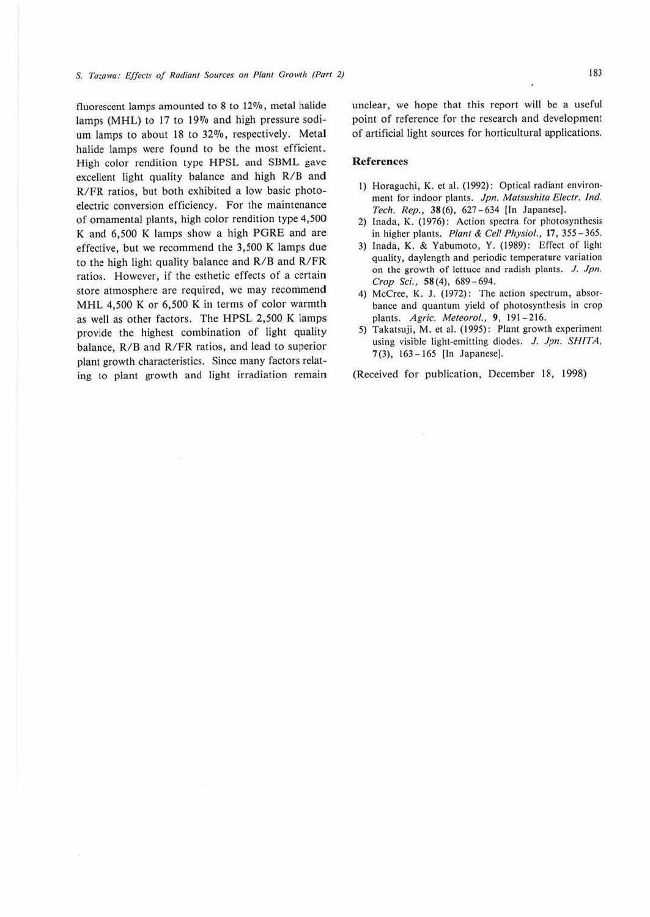fluorescent lamps amounted to 8 to 12%, metal halide lamps (MHL) to 17 to 19% and high pressure sodium lamps to about 18 to 32%, respectively. Metal halide lamps were found to be the most efficient. High color rendition type HPSL and SBML gave excellent light quality balance and high R/B and R/FR ratios, but both exhibited a low basic photoelectric conversion efficiency. For the maintenance of ornamental plants, high color rendition type 4,500 K and 6,500 K lamps show a high PGRE and are effective, but we recommend the 3,500 K lamps due to the high light quality balance and R/B and R/FR ratios. However, if the esthetic effects of a certain store atmosphere are required, we may recommend MHL 4,500 K or 6,500 K in terms of color warmth as well as other factors. The HPSL 2,500 K lamps provide the highest combination of light quality balance, R/B and R/FR ratios, and lead to superior plant growth characteristics. Since many factors relating to plant growth and light irradiation remain unclear, we hope that this report will be a useful point of reference for the research and development of artificial light sources for horticultural applications.

## References

1) Horaguchi, K. et al. (1992): Optical radiant environment for indoor plants. *Jpn. Matsushita Electr. Ind. Tech. Rep.*, **38**(6), 627–634 [In Japanese].
2) Inada, K. (1976): Action spectra for photosynthesis in higher plants. *Plant & Cell Physiol.*, **17**, 355–365.
3) Inada, K. & Yabumoto, Y. (1989): Effect of light quality, daylength and periodic temperature variation on the growth of lettuce and radish plants. *J. Jpn. Crop Sci.*, **58**(4), 689–694.
4) McCree, K. J. (1972): The action spectrum, absorbance and quantum yield of photosynthesis in crop plants. *Agric. Meteorol.*, **9**, 191–216.
5) Takatsuji, M. et al. (1995): Plant growth experiment using visible light-emitting diodes. *J. Jpn. SHITA*, **7**(3), 163–165 [In Japanese].

(Received for publication, December 18, 1998)